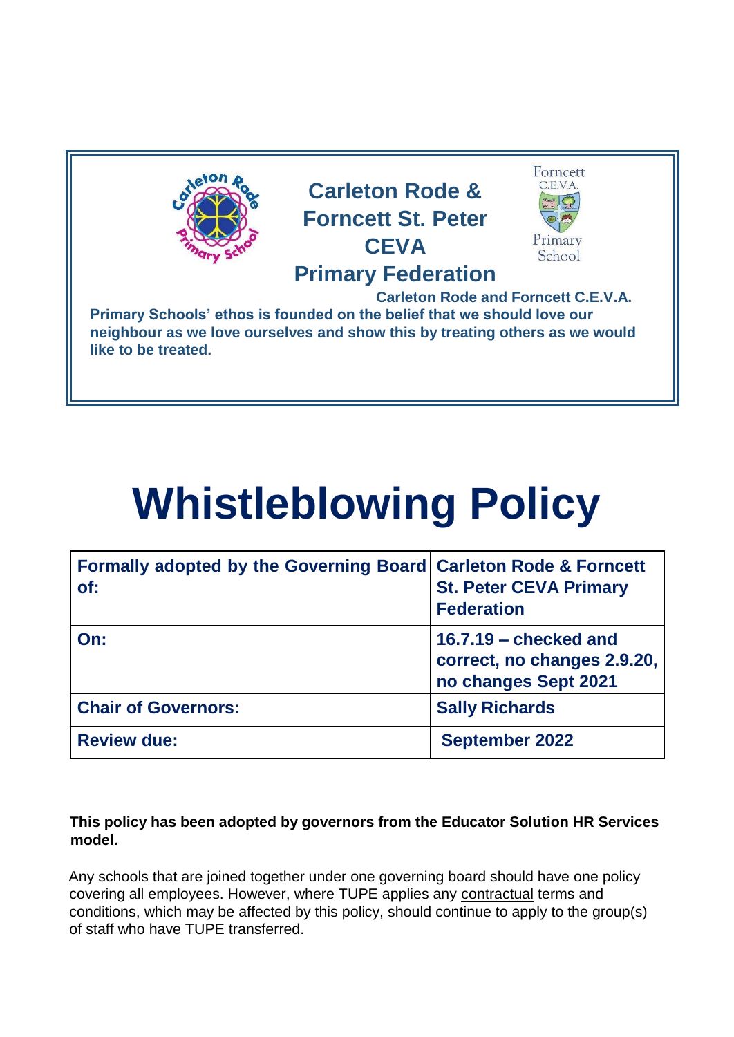# Carleton Rode & Forncett St. Peter CEVA Primary Federation

**Carleton Rode and Forncett C.E.V.A. Primary Schools' ethos is founded on the belief that we should love our neighbour as we love ourselves and show this by treating others as we would like to be treated.**

# Whistleblowing Policy

| | |
|---|---|
| **Formally adopted by the Governing Board of:** | **Carleton Rode & Forncett St. Peter CEVA Primary Federation** |
| **On:** | **16.7.19 – checked and correct, no changes 2.9.20, no changes Sept 2021** |
| **Chair of Governors:** | **Sally Richards** |
| **Review due:** | **September 2022** |

**This policy has been adopted by governors from the Educator Solution HR Services model.**

Any schools that are joined together under one governing board should have one policy covering all employees. However, where TUPE applies any contractual terms and conditions, which may be affected by this policy, should continue to apply to the group(s) of staff who have TUPE transferred.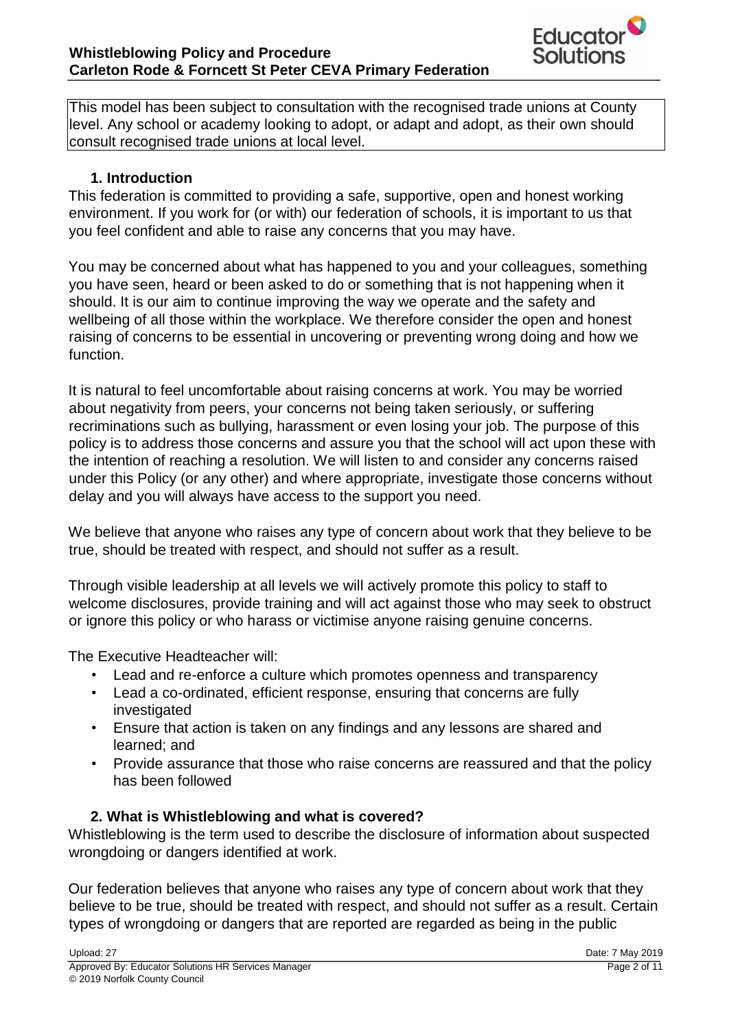This model has been subject to consultation with the recognised trade unions at County level. Any school or academy looking to adopt, or adapt and adopt, as their own should consult recognised trade unions at local level.

## 1. Introduction

This federation is committed to providing a safe, supportive, open and honest working environment. If you work for (or with) our federation of schools, it is important to us that you feel confident and able to raise any concerns that you may have.

You may be concerned about what has happened to you and your colleagues, something you have seen, heard or been asked to do or something that is not happening when it should. It is our aim to continue improving the way we operate and the safety and wellbeing of all those within the workplace. We therefore consider the open and honest raising of concerns to be essential in uncovering or preventing wrong doing and how we function.

It is natural to feel uncomfortable about raising concerns at work. You may be worried about negativity from peers, your concerns not being taken seriously, or suffering recriminations such as bullying, harassment or even losing your job. The purpose of this policy is to address those concerns and assure you that the school will act upon these with the intention of reaching a resolution. We will listen to and consider any concerns raised under this Policy (or any other) and where appropriate, investigate those concerns without delay and you will always have access to the support you need.

We believe that anyone who raises any type of concern about work that they believe to be true, should be treated with respect, and should not suffer as a result.

Through visible leadership at all levels we will actively promote this policy to staff to welcome disclosures, provide training and will act against those who may seek to obstruct or ignore this policy or who harass or victimise anyone raising genuine concerns.

The Executive Headteacher will:

- Lead and re-enforce a culture which promotes openness and transparency
- Lead a co-ordinated, efficient response, ensuring that concerns are fully investigated
- Ensure that action is taken on any findings and any lessons are shared and learned; and
- Provide assurance that those who raise concerns are reassured and that the policy has been followed

## 2. What is Whistleblowing and what is covered?

Whistleblowing is the term used to describe the disclosure of information about suspected wrongdoing or dangers identified at work.

Our federation believes that anyone who raises any type of concern about work that they believe to be true, should be treated with respect, and should not suffer as a result. Certain types of wrongdoing or dangers that are reported are regarded as being in the public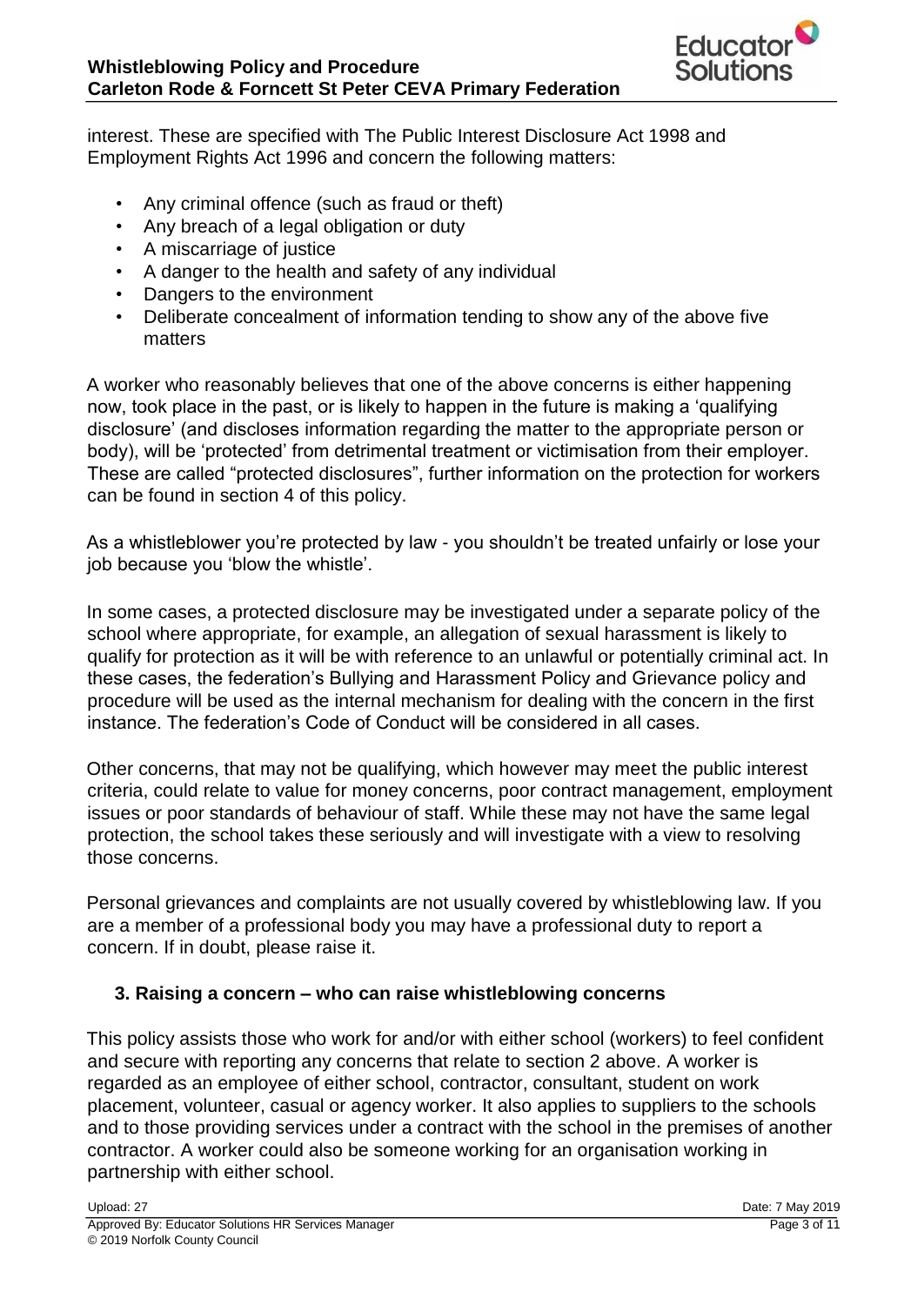interest. These are specified with The Public Interest Disclosure Act 1998 and Employment Rights Act 1996 and concern the following matters:

- Any criminal offence (such as fraud or theft)
- Any breach of a legal obligation or duty
- A miscarriage of justice
- A danger to the health and safety of any individual
- Dangers to the environment
- Deliberate concealment of information tending to show any of the above five matters

A worker who reasonably believes that one of the above concerns is either happening now, took place in the past, or is likely to happen in the future is making a 'qualifying disclosure' (and discloses information regarding the matter to the appropriate person or body), will be 'protected' from detrimental treatment or victimisation from their employer. These are called "protected disclosures", further information on the protection for workers can be found in section 4 of this policy.

As a whistleblower you're protected by law - you shouldn't be treated unfairly or lose your job because you 'blow the whistle'.

In some cases, a protected disclosure may be investigated under a separate policy of the school where appropriate, for example, an allegation of sexual harassment is likely to qualify for protection as it will be with reference to an unlawful or potentially criminal act. In these cases, the federation's Bullying and Harassment Policy and Grievance policy and procedure will be used as the internal mechanism for dealing with the concern in the first instance. The federation's Code of Conduct will be considered in all cases.

Other concerns, that may not be qualifying, which however may meet the public interest criteria, could relate to value for money concerns, poor contract management, employment issues or poor standards of behaviour of staff. While these may not have the same legal protection, the school takes these seriously and will investigate with a view to resolving those concerns.

Personal grievances and complaints are not usually covered by whistleblowing law. If you are a member of a professional body you may have a professional duty to report a concern. If in doubt, please raise it.

## 3. Raising a concern – who can raise whistleblowing concerns

This policy assists those who work for and/or with either school (workers) to feel confident and secure with reporting any concerns that relate to section 2 above. A worker is regarded as an employee of either school, contractor, consultant, student on work placement, volunteer, casual or agency worker. It also applies to suppliers to the schools and to those providing services under a contract with the school in the premises of another contractor. A worker could also be someone working for an organisation working in partnership with either school.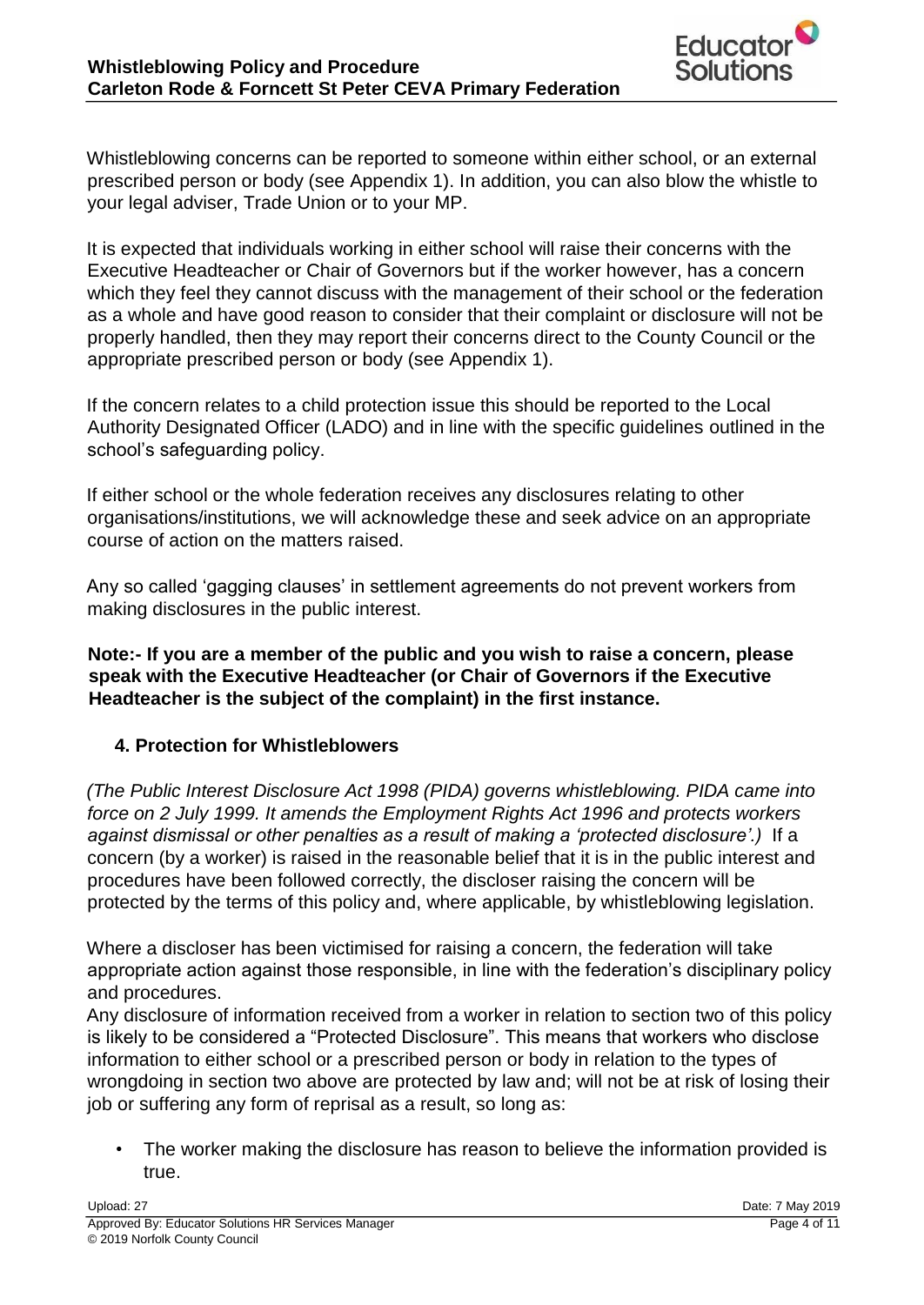Whistleblowing concerns can be reported to someone within either school, or an external prescribed person or body (see Appendix 1). In addition, you can also blow the whistle to your legal adviser, Trade Union or to your MP.

It is expected that individuals working in either school will raise their concerns with the Executive Headteacher or Chair of Governors but if the worker however, has a concern which they feel they cannot discuss with the management of their school or the federation as a whole and have good reason to consider that their complaint or disclosure will not be properly handled, then they may report their concerns direct to the County Council or the appropriate prescribed person or body (see Appendix 1).

If the concern relates to a child protection issue this should be reported to the Local Authority Designated Officer (LADO) and in line with the specific guidelines outlined in the school's safeguarding policy.

If either school or the whole federation receives any disclosures relating to other organisations/institutions, we will acknowledge these and seek advice on an appropriate course of action on the matters raised.

Any so called 'gagging clauses' in settlement agreements do not prevent workers from making disclosures in the public interest.

**Note:- If you are a member of the public and you wish to raise a concern, please speak with the Executive Headteacher (or Chair of Governors if the Executive Headteacher is the subject of the complaint) in the first instance.**

## 4. Protection for Whistleblowers

*(The Public Interest Disclosure Act 1998 (PIDA) governs whistleblowing. PIDA came into force on 2 July 1999. It amends the Employment Rights Act 1996 and protects workers against dismissal or other penalties as a result of making a 'protected disclosure'.)* If a concern (by a worker) is raised in the reasonable belief that it is in the public interest and procedures have been followed correctly, the discloser raising the concern will be protected by the terms of this policy and, where applicable, by whistleblowing legislation.

Where a discloser has been victimised for raising a concern, the federation will take appropriate action against those responsible, in line with the federation's disciplinary policy and procedures.

Any disclosure of information received from a worker in relation to section two of this policy is likely to be considered a "Protected Disclosure". This means that workers who disclose information to either school or a prescribed person or body in relation to the types of wrongdoing in section two above are protected by law and; will not be at risk of losing their job or suffering any form of reprisal as a result, so long as:

- The worker making the disclosure has reason to believe the information provided is true.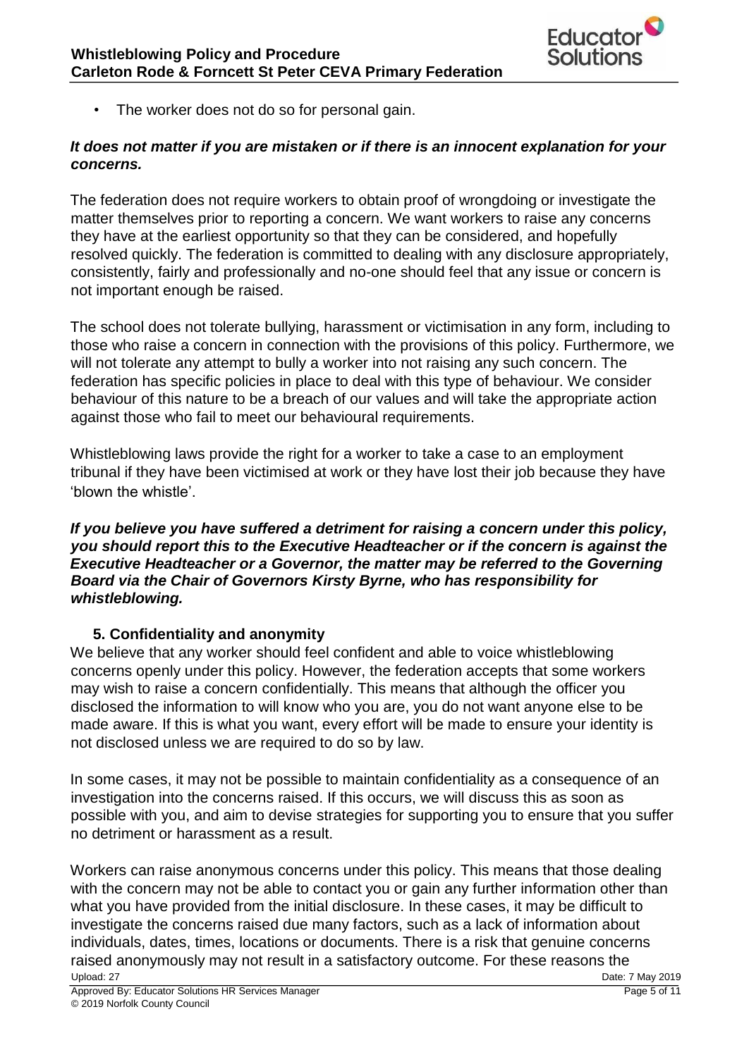- The worker does not do so for personal gain.

***It does not matter if you are mistaken or if there is an innocent explanation for your concerns.***

The federation does not require workers to obtain proof of wrongdoing or investigate the matter themselves prior to reporting a concern. We want workers to raise any concerns they have at the earliest opportunity so that they can be considered, and hopefully resolved quickly. The federation is committed to dealing with any disclosure appropriately, consistently, fairly and professionally and no-one should feel that any issue or concern is not important enough be raised.

The school does not tolerate bullying, harassment or victimisation in any form, including to those who raise a concern in connection with the provisions of this policy. Furthermore, we will not tolerate any attempt to bully a worker into not raising any such concern. The federation has specific policies in place to deal with this type of behaviour. We consider behaviour of this nature to be a breach of our values and will take the appropriate action against those who fail to meet our behavioural requirements.

Whistleblowing laws provide the right for a worker to take a case to an employment tribunal if they have been victimised at work or they have lost their job because they have 'blown the whistle'.

***If you believe you have suffered a detriment for raising a concern under this policy, you should report this to the Executive Headteacher or if the concern is against the Executive Headteacher or a Governor, the matter may be referred to the Governing Board via the Chair of Governors Kirsty Byrne, who has responsibility for whistleblowing.***

## 5. Confidentiality and anonymity

We believe that any worker should feel confident and able to voice whistleblowing concerns openly under this policy. However, the federation accepts that some workers may wish to raise a concern confidentially. This means that although the officer you disclosed the information to will know who you are, you do not want anyone else to be made aware. If this is what you want, every effort will be made to ensure your identity is not disclosed unless we are required to do so by law.

In some cases, it may not be possible to maintain confidentiality as a consequence of an investigation into the concerns raised. If this occurs, we will discuss this as soon as possible with you, and aim to devise strategies for supporting you to ensure that you suffer no detriment or harassment as a result.

Workers can raise anonymous concerns under this policy. This means that those dealing with the concern may not be able to contact you or gain any further information other than what you have provided from the initial disclosure. In these cases, it may be difficult to investigate the concerns raised due many factors, such as a lack of information about individuals, dates, times, locations or documents. There is a risk that genuine concerns raised anonymously may not result in a satisfactory outcome. For these reasons the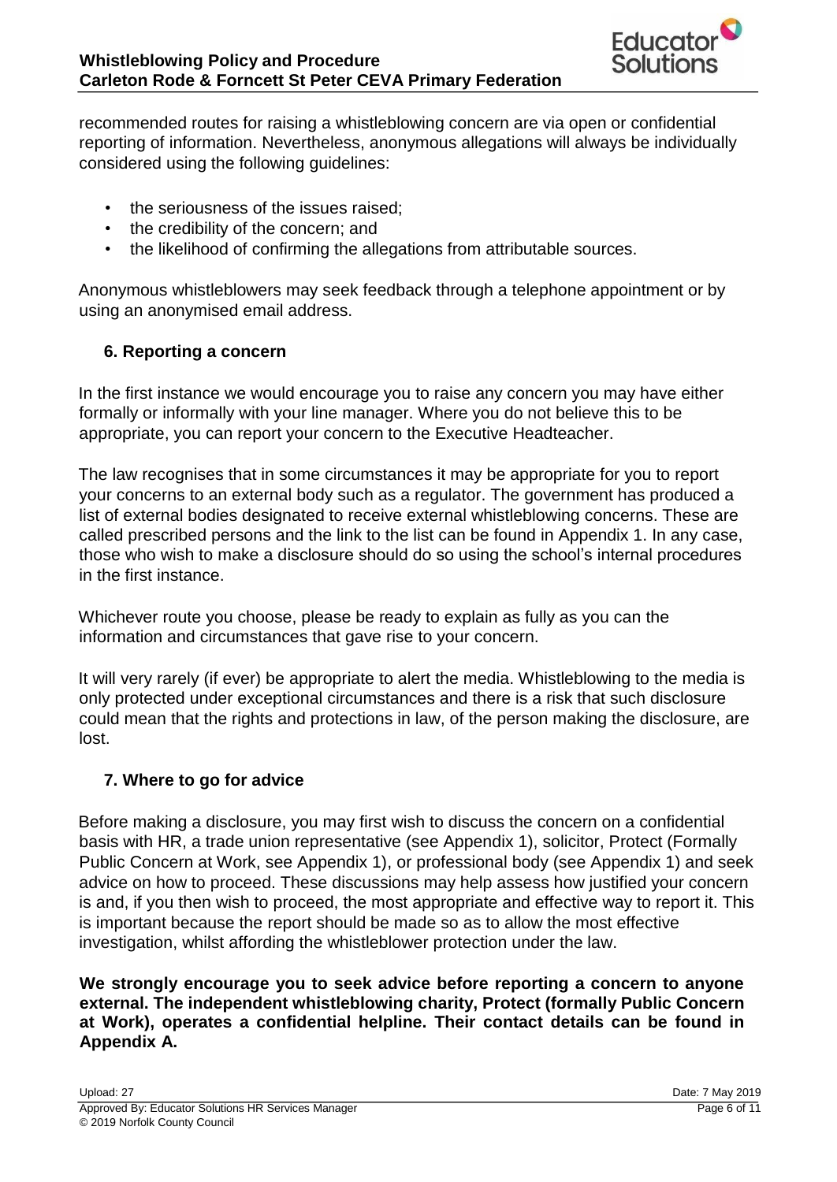recommended routes for raising a whistleblowing concern are via open or confidential reporting of information. Nevertheless, anonymous allegations will always be individually considered using the following guidelines:

- the seriousness of the issues raised;
- the credibility of the concern; and
- the likelihood of confirming the allegations from attributable sources.

Anonymous whistleblowers may seek feedback through a telephone appointment or by using an anonymised email address.

## 6. Reporting a concern

In the first instance we would encourage you to raise any concern you may have either formally or informally with your line manager. Where you do not believe this to be appropriate, you can report your concern to the Executive Headteacher.

The law recognises that in some circumstances it may be appropriate for you to report your concerns to an external body such as a regulator. The government has produced a list of external bodies designated to receive external whistleblowing concerns. These are called prescribed persons and the link to the list can be found in Appendix 1. In any case, those who wish to make a disclosure should do so using the school's internal procedures in the first instance.

Whichever route you choose, please be ready to explain as fully as you can the information and circumstances that gave rise to your concern.

It will very rarely (if ever) be appropriate to alert the media. Whistleblowing to the media is only protected under exceptional circumstances and there is a risk that such disclosure could mean that the rights and protections in law, of the person making the disclosure, are lost.

## 7. Where to go for advice

Before making a disclosure, you may first wish to discuss the concern on a confidential basis with HR, a trade union representative (see Appendix 1), solicitor, Protect (Formally Public Concern at Work, see Appendix 1), or professional body (see Appendix 1) and seek advice on how to proceed. These discussions may help assess how justified your concern is and, if you then wish to proceed, the most appropriate and effective way to report it. This is important because the report should be made so as to allow the most effective investigation, whilst affording the whistleblower protection under the law.

**We strongly encourage you to seek advice before reporting a concern to anyone external. The independent whistleblowing charity, Protect (formally Public Concern at Work), operates a confidential helpline. Their contact details can be found in Appendix A.**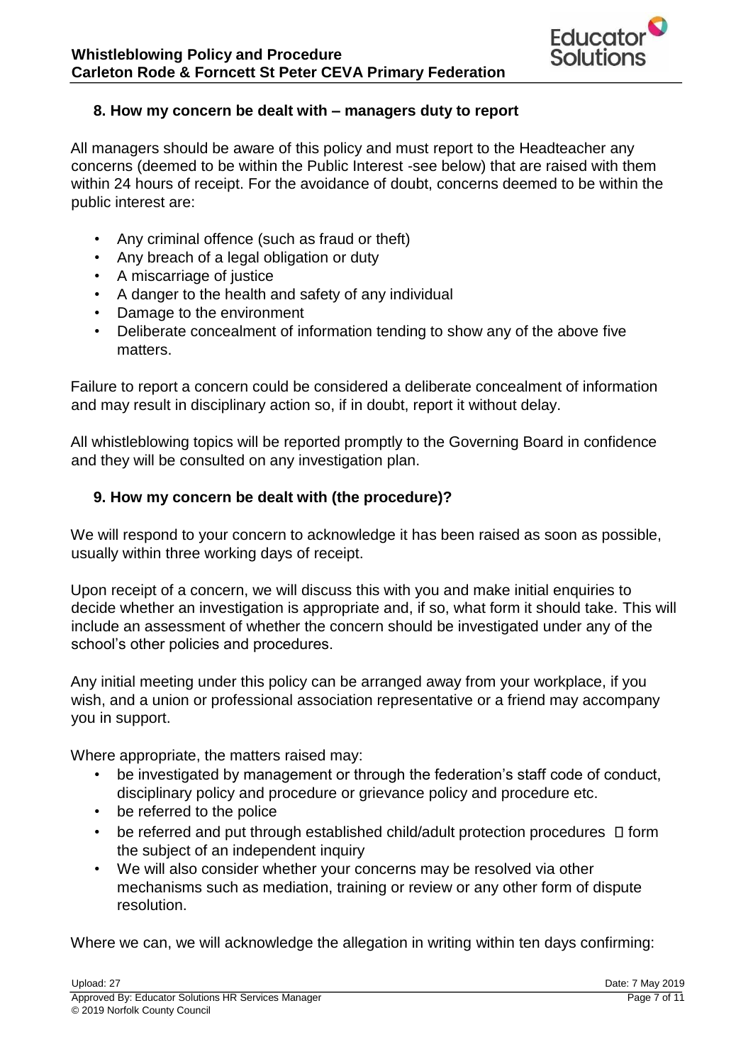## 8. How my concern be dealt with – managers duty to report

All managers should be aware of this policy and must report to the Headteacher any concerns (deemed to be within the Public Interest -see below) that are raised with them within 24 hours of receipt. For the avoidance of doubt, concerns deemed to be within the public interest are:

- Any criminal offence (such as fraud or theft)
- Any breach of a legal obligation or duty
- A miscarriage of justice
- A danger to the health and safety of any individual
- Damage to the environment
- Deliberate concealment of information tending to show any of the above five matters.

Failure to report a concern could be considered a deliberate concealment of information and may result in disciplinary action so, if in doubt, report it without delay.

All whistleblowing topics will be reported promptly to the Governing Board in confidence and they will be consulted on any investigation plan.

## 9. How my concern be dealt with (the procedure)?

We will respond to your concern to acknowledge it has been raised as soon as possible, usually within three working days of receipt.

Upon receipt of a concern, we will discuss this with you and make initial enquiries to decide whether an investigation is appropriate and, if so, what form it should take. This will include an assessment of whether the concern should be investigated under any of the school's other policies and procedures.

Any initial meeting under this policy can be arranged away from your workplace, if you wish, and a union or professional association representative or a friend may accompany you in support.

Where appropriate, the matters raised may:

- be investigated by management or through the federation's staff code of conduct, disciplinary policy and procedure or grievance policy and procedure etc.
- be referred to the police
- be referred and put through established child/adult protection procedures  form the subject of an independent inquiry
- We will also consider whether your concerns may be resolved via other mechanisms such as mediation, training or review or any other form of dispute resolution.

Where we can, we will acknowledge the allegation in writing within ten days confirming: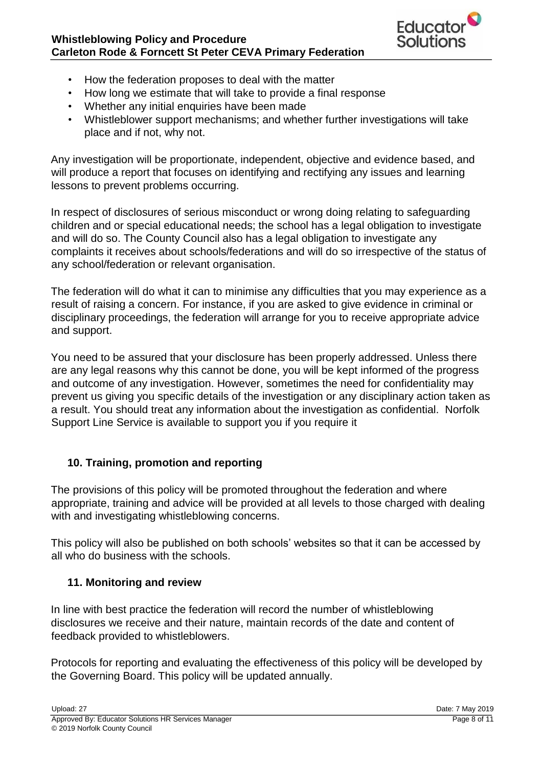- How the federation proposes to deal with the matter
- How long we estimate that will take to provide a final response
- Whether any initial enquiries have been made
- Whistleblower support mechanisms; and whether further investigations will take place and if not, why not.

Any investigation will be proportionate, independent, objective and evidence based, and will produce a report that focuses on identifying and rectifying any issues and learning lessons to prevent problems occurring.

In respect of disclosures of serious misconduct or wrong doing relating to safeguarding children and or special educational needs; the school has a legal obligation to investigate and will do so. The County Council also has a legal obligation to investigate any complaints it receives about schools/federations and will do so irrespective of the status of any school/federation or relevant organisation.

The federation will do what it can to minimise any difficulties that you may experience as a result of raising a concern. For instance, if you are asked to give evidence in criminal or disciplinary proceedings, the federation will arrange for you to receive appropriate advice and support.

You need to be assured that your disclosure has been properly addressed. Unless there are any legal reasons why this cannot be done, you will be kept informed of the progress and outcome of any investigation. However, sometimes the need for confidentiality may prevent us giving you specific details of the investigation or any disciplinary action taken as a result. You should treat any information about the investigation as confidential. Norfolk Support Line Service is available to support you if you require it

## 10. Training, promotion and reporting

The provisions of this policy will be promoted throughout the federation and where appropriate, training and advice will be provided at all levels to those charged with dealing with and investigating whistleblowing concerns.

This policy will also be published on both schools' websites so that it can be accessed by all who do business with the schools.

## 11. Monitoring and review

In line with best practice the federation will record the number of whistleblowing disclosures we receive and their nature, maintain records of the date and content of feedback provided to whistleblowers.

Protocols for reporting and evaluating the effectiveness of this policy will be developed by the Governing Board. This policy will be updated annually.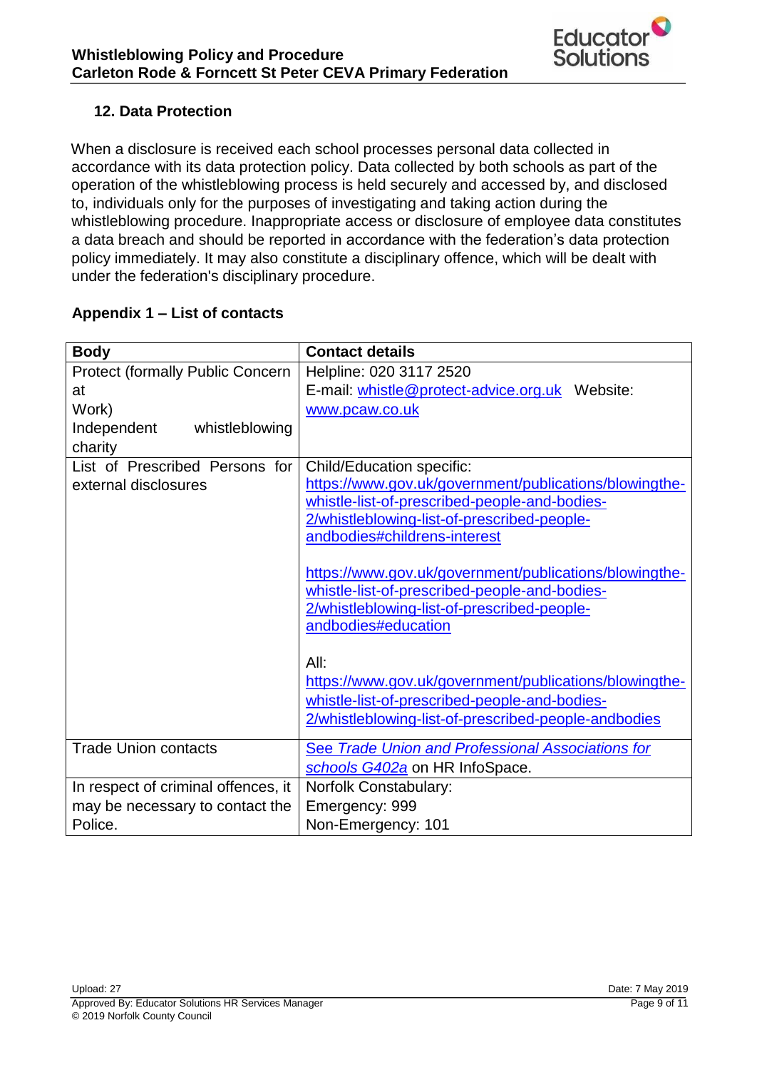## 12. Data Protection

When a disclosure is received each school processes personal data collected in accordance with its data protection policy. Data collected by both schools as part of the operation of the whistleblowing process is held securely and accessed by, and disclosed to, individuals only for the purposes of investigating and taking action during the whistleblowing procedure. Inappropriate access or disclosure of employee data constitutes a data breach and should be reported in accordance with the federation's data protection policy immediately. It may also constitute a disciplinary offence, which will be dealt with under the federation's disciplinary procedure.

## Appendix 1 – List of contacts

| Body | Contact details |
|---|---|
| Protect (formally Public Concern at Work)<br>Independent whistleblowing charity | Helpline: 020 3117 2520<br>E-mail: whistle@protect-advice.org.uk Website: www.pcaw.co.uk |
| List of Prescribed Persons for external disclosures | Child/Education specific:<br>https://www.gov.uk/government/publications/blowingthe-whistle-list-of-prescribed-people-and-bodies-2/whistleblowing-list-of-prescribed-people-andbodies#childrens-interest<br><br>https://www.gov.uk/government/publications/blowingthe-whistle-list-of-prescribed-people-and-bodies-2/whistleblowing-list-of-prescribed-people-andbodies#education<br><br>All:<br>https://www.gov.uk/government/publications/blowingthe-whistle-list-of-prescribed-people-and-bodies-2/whistleblowing-list-of-prescribed-people-andbodies |
| Trade Union contacts | See *Trade Union and Professional Associations for schools G402a* on HR InfoSpace. |
| In respect of criminal offences, it may be necessary to contact the Police. | Norfolk Constabulary:<br>Emergency: 999<br>Non-Emergency: 101 |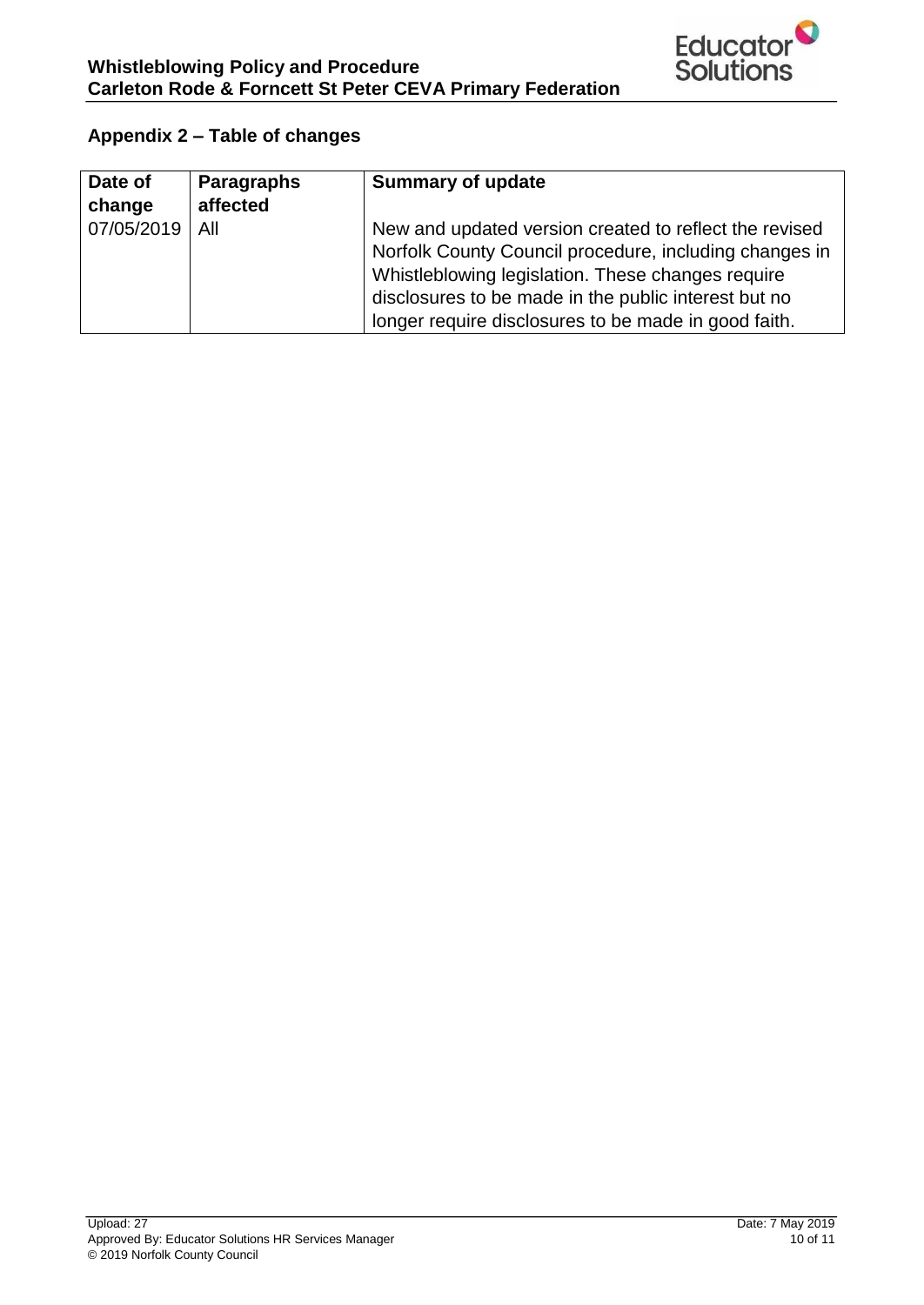## Appendix 2 – Table of changes

| Date of change | Paragraphs affected | Summary of update |
|---|---|---|
| 07/05/2019 | All | New and updated version created to reflect the revised Norfolk County Council procedure, including changes in Whistleblowing legislation. These changes require disclosures to be made in the public interest but no longer require disclosures to be made in good faith. |